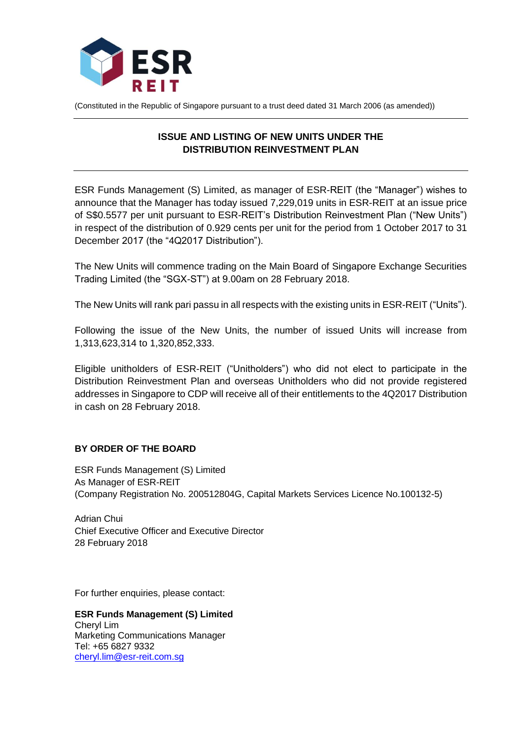ESR REIT

(Constituted in the Republic of Singapore pursuant to a trust deed dated 31 March 2006 (as amended))

---

## ISSUE AND LISTING OF NEW UNITS UNDER THE DISTRIBUTION REINVESTMENT PLAN

---

ESR Funds Management (S) Limited, as manager of ESR-REIT (the "Manager") wishes to announce that the Manager has today issued 7,229,019 units in ESR-REIT at an issue price of S$0.5577 per unit pursuant to ESR-REIT's Distribution Reinvestment Plan ("New Units") in respect of the distribution of 0.929 cents per unit for the period from 1 October 2017 to 31 December 2017 (the "4Q2017 Distribution").

The New Units will commence trading on the Main Board of Singapore Exchange Securities Trading Limited (the "SGX-ST") at 9.00am on 28 February 2018.

The New Units will rank pari passu in all respects with the existing units in ESR-REIT ("Units").

Following the issue of the New Units, the number of issued Units will increase from 1,313,623,314 to 1,320,852,333.

Eligible unitholders of ESR-REIT ("Unitholders") who did not elect to participate in the Distribution Reinvestment Plan and overseas Unitholders who did not provide registered addresses in Singapore to CDP will receive all of their entitlements to the 4Q2017 Distribution in cash on 28 February 2018.

**BY ORDER OF THE BOARD**

ESR Funds Management (S) Limited
As Manager of ESR-REIT
(Company Registration No. 200512804G, Capital Markets Services Licence No.100132-5)

Adrian Chui
Chief Executive Officer and Executive Director
28 February 2018

For further enquiries, please contact:

**ESR Funds Management (S) Limited**
Cheryl Lim
Marketing Communications Manager
Tel: +65 6827 9332
cheryl.lim@esr-reit.com.sg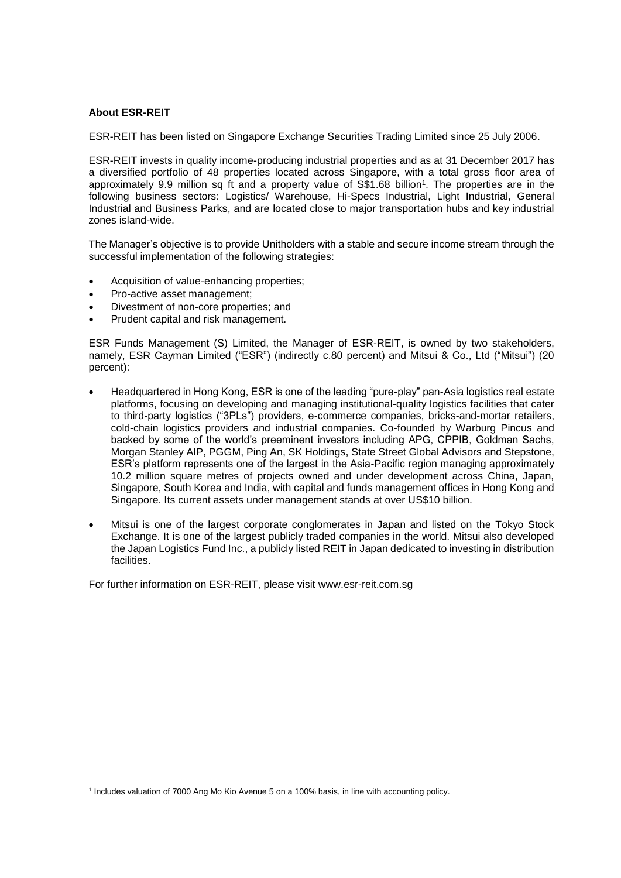**About ESR-REIT**

ESR-REIT has been listed on Singapore Exchange Securities Trading Limited since 25 July 2006.

ESR-REIT invests in quality income-producing industrial properties and as at 31 December 2017 has a diversified portfolio of 48 properties located across Singapore, with a total gross floor area of approximately 9.9 million sq ft and a property value of S$1.68 billion[1]. The properties are in the following business sectors: Logistics/ Warehouse, Hi-Specs Industrial, Light Industrial, General Industrial and Business Parks, and are located close to major transportation hubs and key industrial zones island-wide.

The Manager's objective is to provide Unitholders with a stable and secure income stream through the successful implementation of the following strategies:

- Acquisition of value-enhancing properties;
- Pro-active asset management;
- Divestment of non-core properties; and
- Prudent capital and risk management.

ESR Funds Management (S) Limited, the Manager of ESR-REIT, is owned by two stakeholders, namely, ESR Cayman Limited ("ESR") (indirectly c.80 percent) and Mitsui & Co., Ltd ("Mitsui") (20 percent):

- Headquartered in Hong Kong, ESR is one of the leading "pure-play" pan-Asia logistics real estate platforms, focusing on developing and managing institutional-quality logistics facilities that cater to third-party logistics ("3PLs") providers, e-commerce companies, bricks-and-mortar retailers, cold-chain logistics providers and industrial companies. Co-founded by Warburg Pincus and backed by some of the world's preeminent investors including APG, CPPIB, Goldman Sachs, Morgan Stanley AIP, PGGM, Ping An, SK Holdings, State Street Global Advisors and Stepstone, ESR's platform represents one of the largest in the Asia-Pacific region managing approximately 10.2 million square metres of projects owned and under development across China, Japan, Singapore, South Korea and India, with capital and funds management offices in Hong Kong and Singapore. Its current assets under management stands at over US$10 billion.

- Mitsui is one of the largest corporate conglomerates in Japan and listed on the Tokyo Stock Exchange. It is one of the largest publicly traded companies in the world. Mitsui also developed the Japan Logistics Fund Inc., a publicly listed REIT in Japan dedicated to investing in distribution facilities.

For further information on ESR-REIT, please visit www.esr-reit.com.sg

---

[1] Includes valuation of 7000 Ang Mo Kio Avenue 5 on a 100% basis, in line with accounting policy.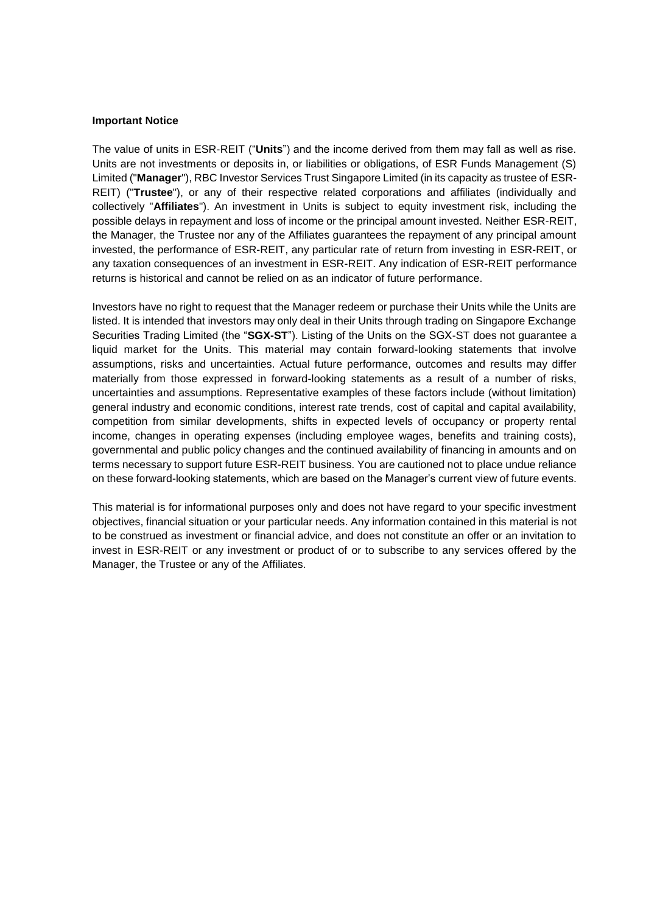**Important Notice**

The value of units in ESR-REIT ("**Units**") and the income derived from them may fall as well as rise. Units are not investments or deposits in, or liabilities or obligations, of ESR Funds Management (S) Limited ("**Manager**"), RBC Investor Services Trust Singapore Limited (in its capacity as trustee of ESR-REIT) ("**Trustee**"), or any of their respective related corporations and affiliates (individually and collectively "**Affiliates**"). An investment in Units is subject to equity investment risk, including the possible delays in repayment and loss of income or the principal amount invested. Neither ESR-REIT, the Manager, the Trustee nor any of the Affiliates guarantees the repayment of any principal amount invested, the performance of ESR-REIT, any particular rate of return from investing in ESR-REIT, or any taxation consequences of an investment in ESR-REIT. Any indication of ESR-REIT performance returns is historical and cannot be relied on as an indicator of future performance.

Investors have no right to request that the Manager redeem or purchase their Units while the Units are listed. It is intended that investors may only deal in their Units through trading on Singapore Exchange Securities Trading Limited (the "**SGX-ST**"). Listing of the Units on the SGX-ST does not guarantee a liquid market for the Units. This material may contain forward-looking statements that involve assumptions, risks and uncertainties. Actual future performance, outcomes and results may differ materially from those expressed in forward-looking statements as a result of a number of risks, uncertainties and assumptions. Representative examples of these factors include (without limitation) general industry and economic conditions, interest rate trends, cost of capital and capital availability, competition from similar developments, shifts in expected levels of occupancy or property rental income, changes in operating expenses (including employee wages, benefits and training costs), governmental and public policy changes and the continued availability of financing in amounts and on terms necessary to support future ESR-REIT business. You are cautioned not to place undue reliance on these forward-looking statements, which are based on the Manager's current view of future events.

This material is for informational purposes only and does not have regard to your specific investment objectives, financial situation or your particular needs. Any information contained in this material is not to be construed as investment or financial advice, and does not constitute an offer or an invitation to invest in ESR-REIT or any investment or product of or to subscribe to any services offered by the Manager, the Trustee or any of the Affiliates.